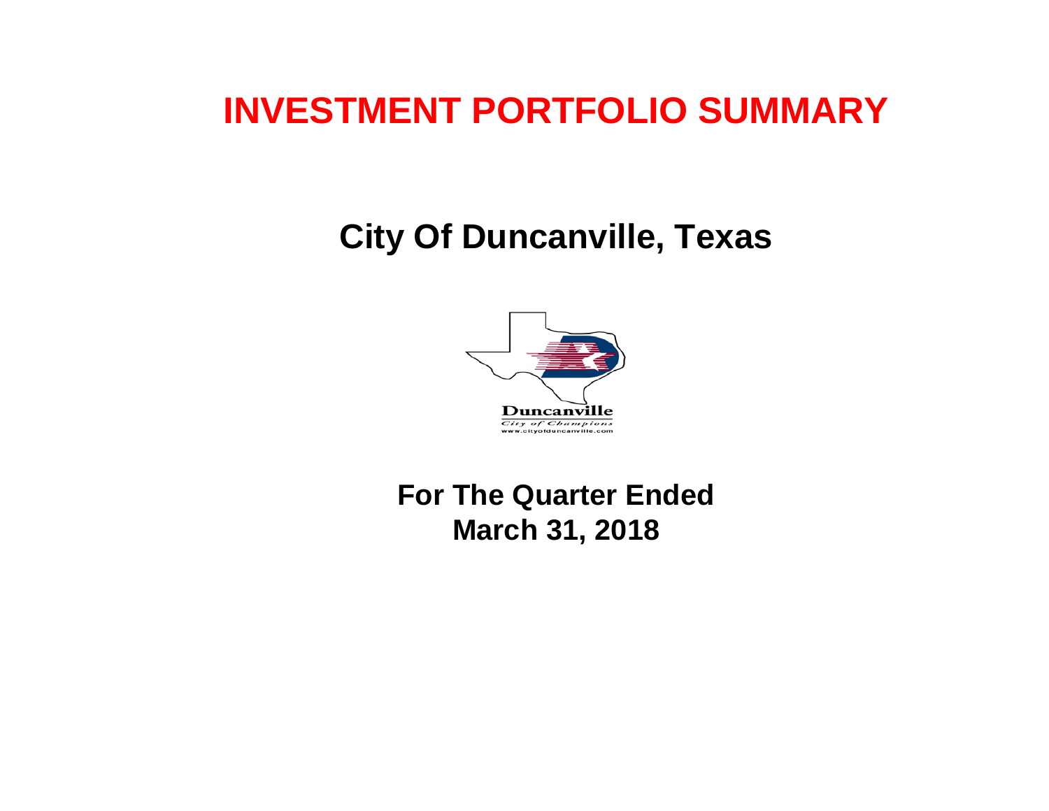# INVESTMENT PORTFOLIO SUMMARY

## City Of Duncanville, Texas

Duncanville

*City of Champions*

www.cityofduncanville.com

**For The Quarter Ended**
**March 31, 2018**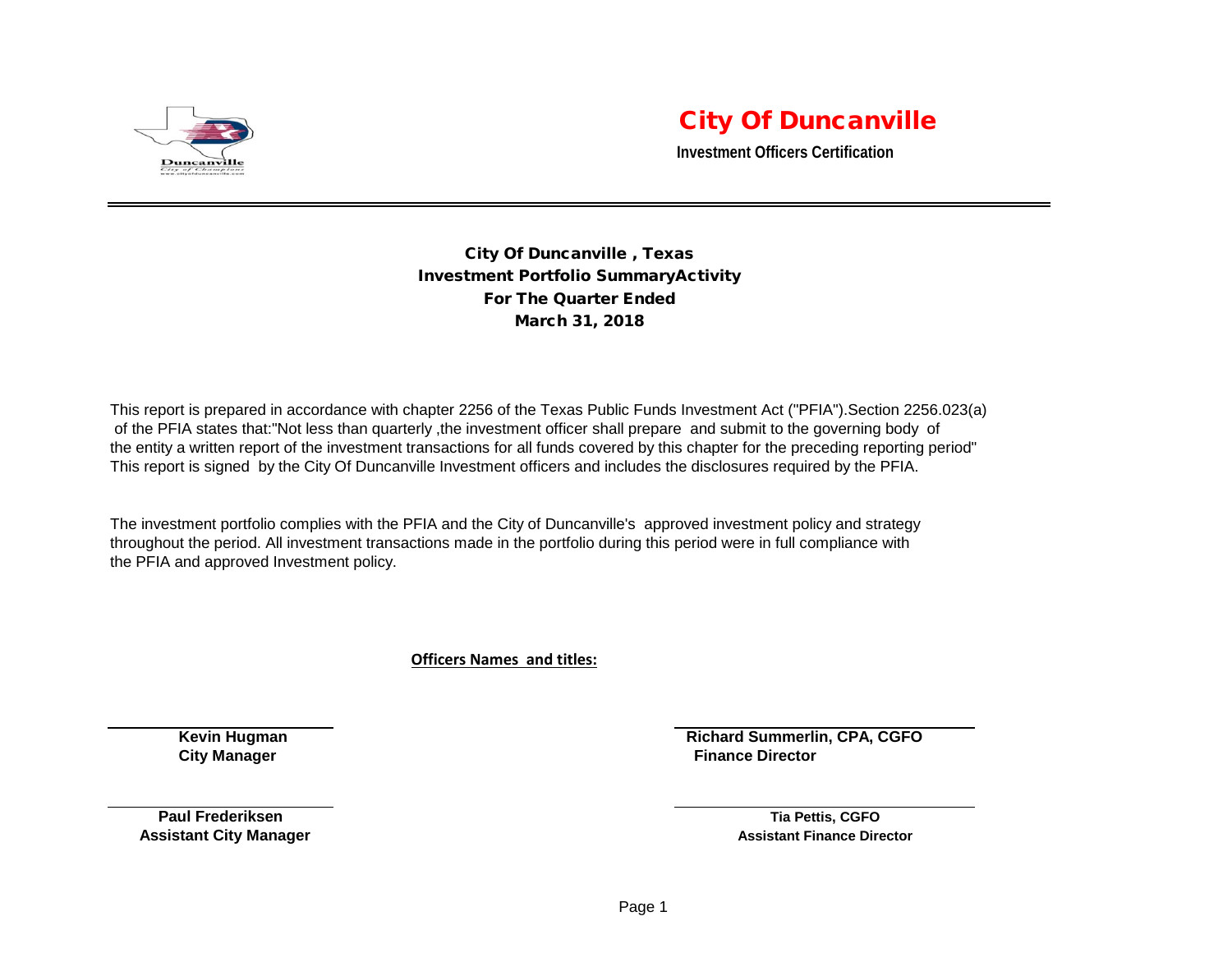# City Of Duncanville

**Investment Officers Certification**

---

### City Of Duncanville , Texas
### Investment Portfolio SummaryActivity
### For The Quarter Ended
### March 31, 2018

This report is prepared in accordance with chapter 2256 of the Texas Public Funds Investment Act ("PFIA").Section 2256.023(a) of the PFIA states that:"Not less than quarterly ,the investment officer shall prepare and submit to the governing body of the entity a written report of the investment transactions for all funds covered by this chapter for the preceding reporting period" This report is signed by the City Of Duncanville Investment officers and includes the disclosures required by the PFIA.

The investment portfolio complies with the PFIA and the City of Duncanville's approved investment policy and strategy throughout the period. All investment transactions made in the portfolio during this period were in full compliance with the PFIA and approved Investment policy.

**Officers Names and titles:**

| | |
|---|---|
| **Kevin Hugman**<br>**City Manager** | **Richard Summerlin, CPA, CGFO**<br>**Finance Director** |
| **Paul Frederiksen**<br>**Assistant City Manager** | **Tia Pettis, CGFO**<br>**Assistant Finance Director** |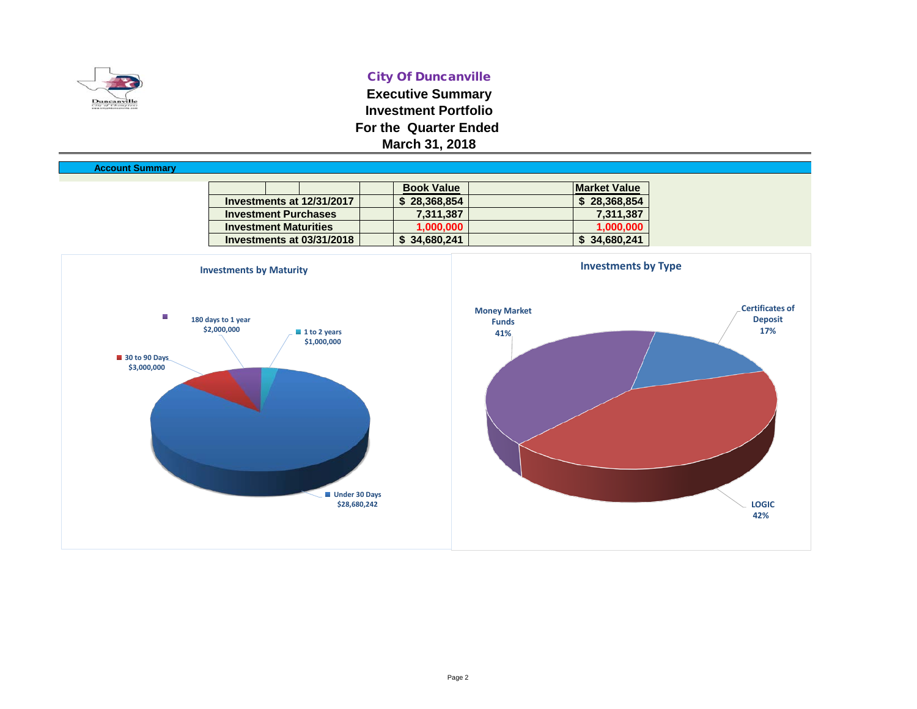**City Of Duncanville**

**Executive Summary**

**Investment Portfolio**

**For the Quarter Ended**

**March 31, 2018**

**Account Summary**

| | Book Value | Market Value |
|---|---|---|
| Investments at 12/31/2017 | $ 28,368,854 | $ 28,368,854 |
| Investment Purchases | 7,311,387 | 7,311,387 |
| Investment Maturities | 1,000,000 | 1,000,000 |
| Investments at 03/31/2018 | $ 34,680,241 | $ 34,680,241 |

**Investments by Maturity**

- Under 30 Days $28,680,242
- 30 to 90 Days $3,000,000
- 180 days to 1 year $2,000,000
- 1 to 2 years $1,000,000

**Investments by Type**

- Money Market Funds 41%
- Certificates of Deposit 17%
- LOGIC 42%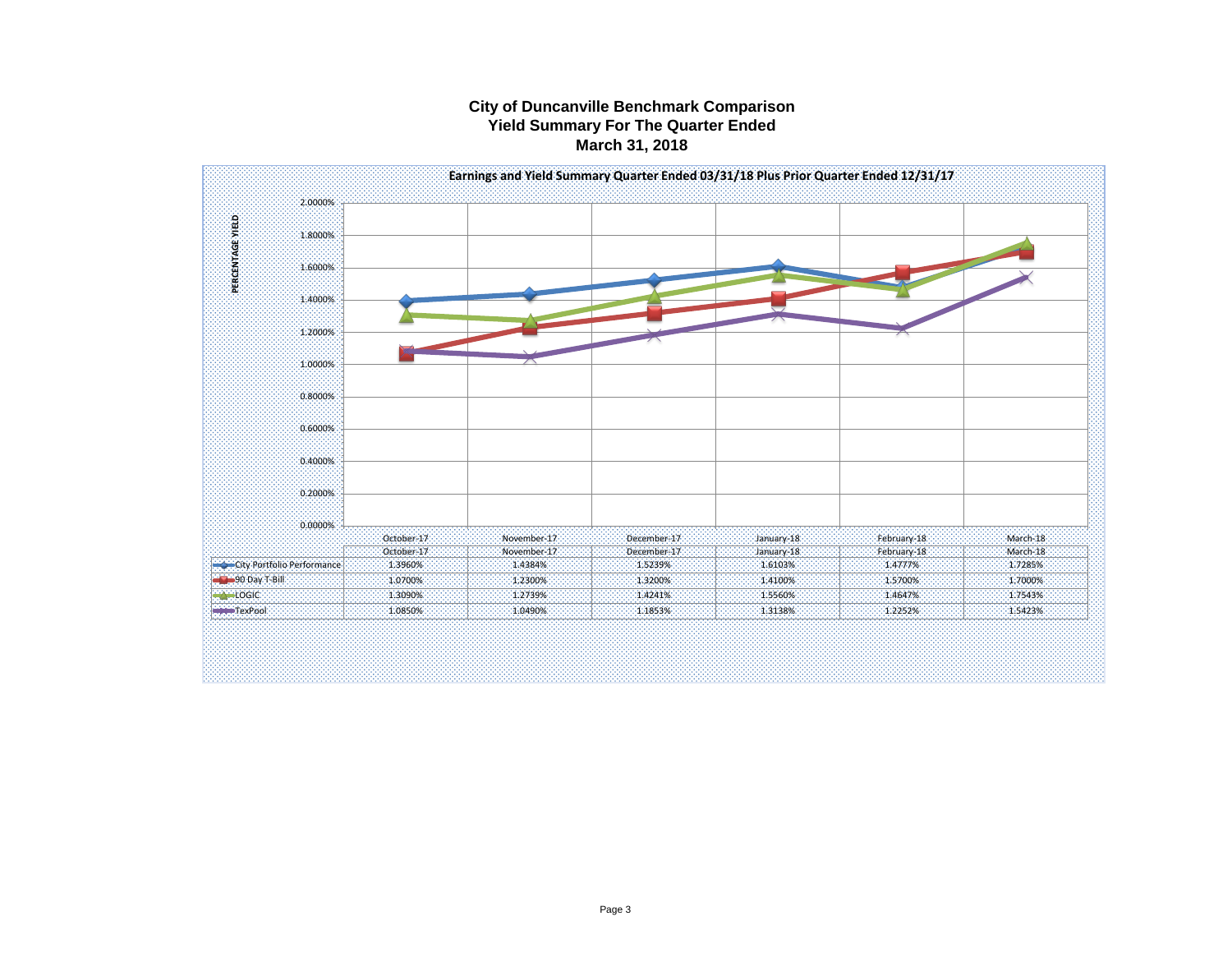# City of Duncanville Benchmark Comparison
## Yield Summary For The Quarter Ended
## March 31, 2018

**Earnings and Yield Summary Quarter Ended 03/31/18 Plus Prior Quarter Ended 12/31/17**

PERCENTAGE YIELD

| | October-17 | November-17 | December-17 | January-18 | February-18 | March-18 |
|---|---|---|---|---|---|---|
| City Portfolio Performance | 1.3960% | 1.4384% | 1.5239% | 1.6103% | 1.4777% | 1.7285% |
| 90 Day T-Bill | 1.0700% | 1.2300% | 1.3200% | 1.4100% | 1.5700% | 1.7000% |
| LOGIC | 1.3090% | 1.2739% | 1.4241% | 1.5560% | 1.4647% | 1.7543% |
| TexPool | 1.0850% | 1.0490% | 1.1853% | 1.3138% | 1.2252% | 1.5423% |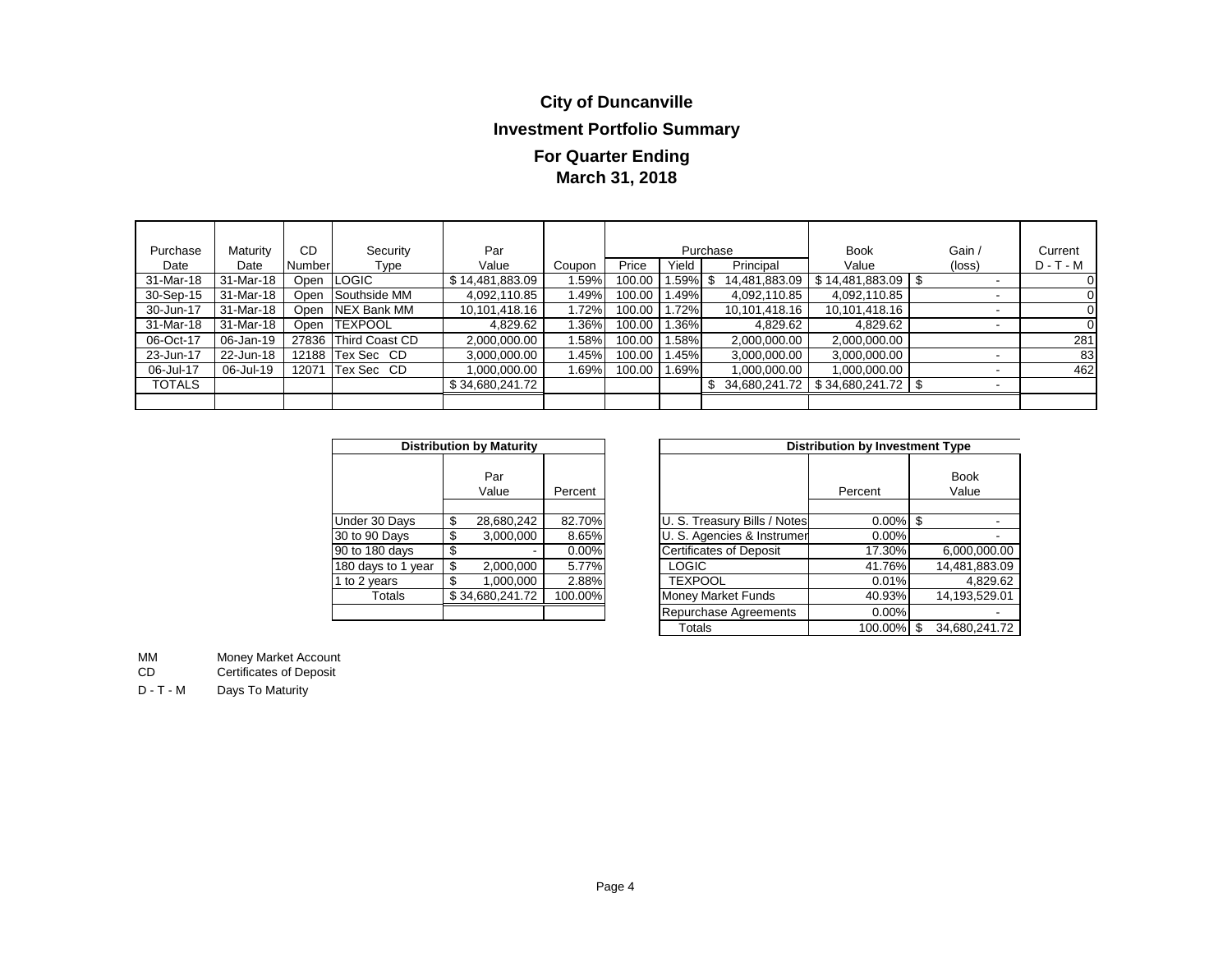# City of Duncanville

## Investment Portfolio Summary

### For Quarter Ending March 31, 2018

| Purchase Date | Maturity Date | CD Number | Security Type | Par Value | Coupon | Purchase Price | Purchase Yield | Purchase Principal | Book Value | Gain / (loss) | Current D - T - M |
|---|---|---|---|---|---|---|---|---|---|---|---|
| 31-Mar-18 | 31-Mar-18 | Open | LOGIC | $ 14,481,883.09 | 1.59% | 100.00 | 1.59% | $ 14,481,883.09 | $ 14,481,883.09 | $ - | 0 |
| 30-Sep-15 | 31-Mar-18 | Open | Southside MM | 4,092,110.85 | 1.49% | 100.00 | 1.49% | 4,092,110.85 | 4,092,110.85 | - | 0 |
| 30-Jun-17 | 31-Mar-18 | Open | NEX Bank MM | 10,101,418.16 | 1.72% | 100.00 | 1.72% | 10,101,418.16 | 10,101,418.16 | - | 0 |
| 31-Mar-18 | 31-Mar-18 | Open | TEXPOOL | 4,829.62 | 1.36% | 100.00 | 1.36% | 4,829.62 | 4,829.62 | - | 0 |
| 06-Oct-17 | 06-Jan-19 | 27836 | Third Coast CD | 2,000,000.00 | 1.58% | 100.00 | 1.58% | 2,000,000.00 | 2,000,000.00 | | 281 |
| 23-Jun-17 | 22-Jun-18 | 12188 | Tex Sec CD | 3,000,000.00 | 1.45% | 100.00 | 1.45% | 3,000,000.00 | 3,000,000.00 | - | 83 |
| 06-Jul-17 | 06-Jul-19 | 12071 | Tex Sec CD | 1,000,000.00 | 1.69% | 100.00 | 1.69% | 1,000,000.00 | 1,000,000.00 | - | 462 |
| TOTALS | | | | $ 34,680,241.72 | | | | $ 34,680,241.72 | $ 34,680,241.72 | $ - | |

**Distribution by Maturity**

| | Par Value | Percent |
|---|---|---|
| Under 30 Days | $ 28,680,242 | 82.70% |
| 30 to 90 Days | $ 3,000,000 | 8.65% |
| 90 to 180 days | $ - | 0.00% |
| 180 days to 1 year | $ 2,000,000 | 5.77% |
| 1 to 2 years | $ 1,000,000 | 2.88% |
| Totals | $ 34,680,241.72 | 100.00% |

**Distribution by Investment Type**

| | Percent | Book Value |
|---|---|---|
| U. S. Treasury Bills / Notes | 0.00% | $ - |
| U. S. Agencies & Instrumer | 0.00% | - |
| Certificates of Deposit | 17.30% | 6,000,000.00 |
| LOGIC | 41.76% | 14,481,883.09 |
| TEXPOOL | 0.01% | 4,829.62 |
| Money Market Funds | 40.93% | 14,193,529.01 |
| Repurchase Agreements | 0.00% | - |
| Totals | 100.00% | $ 34,680,241.72 |

MM Money Market Account
CD Certificates of Deposit
D - T - M Days To Maturity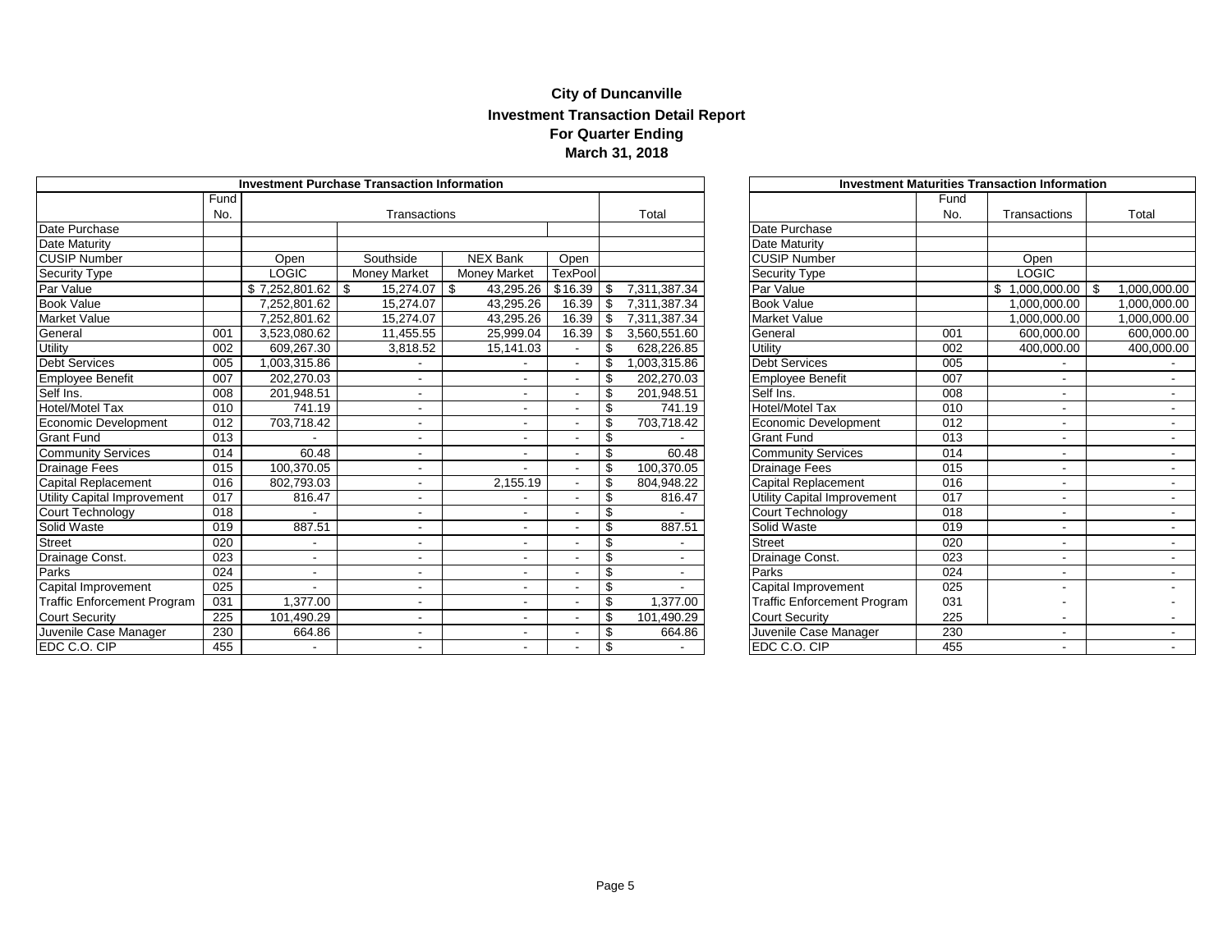# City of Duncanville

## Investment Transaction Detail Report

### For Quarter Ending

### March 31, 2018

| Investment Purchase Transaction Information | | | | | | |
|---|---|---|---|---|---|---|
| | Fund No. | Transactions | | | | Total |
| Date Purchase | | | | | | |
| Date Maturity | | | | | | |
| CUSIP Number | | Open | Southside | NEX Bank | Open | |
| Security Type | | LOGIC | Money Market | Money Market | TexPool | |
| Par Value | | $ 7,252,801.62 | $ 15,274.07 | $ 43,295.26 | $16.39 | $ 7,311,387.34 |
| Book Value | | 7,252,801.62 | 15,274.07 | 43,295.26 | 16.39 | $ 7,311,387.34 |
| Market Value | | 7,252,801.62 | 15,274.07 | 43,295.26 | 16.39 | $ 7,311,387.34 |
| General | 001 | 3,523,080.62 | 11,455.55 | 25,999.04 | 16.39 | $ 3,560,551.60 |
| Utility | 002 | 609,267.30 | 3,818.52 | 15,141.03 | - | $ 628,226.85 |
| Debt Services | 005 | 1,003,315.86 | - | - | - | $ 1,003,315.86 |
| Employee Benefit | 007 | 202,270.03 | - | - | - | $ 202,270.03 |
| Self Ins. | 008 | 201,948.51 | - | - | - | $ 201,948.51 |
| Hotel/Motel Tax | 010 | 741.19 | - | - | - | $ 741.19 |
| Economic Development | 012 | 703,718.42 | - | - | - | $ 703,718.42 |
| Grant Fund | 013 | - | - | - | - | $ - |
| Community Services | 014 | 60.48 | - | - | - | $ 60.48 |
| Drainage Fees | 015 | 100,370.05 | - | - | - | $ 100,370.05 |
| Capital Replacement | 016 | 802,793.03 | - | 2,155.19 | - | $ 804,948.22 |
| Utility Capital Improvement | 017 | 816.47 | - | - | - | $ 816.47 |
| Court Technology | 018 | - | - | - | - | $ - |
| Solid Waste | 019 | 887.51 | - | - | - | $ 887.51 |
| Street | 020 | - | - | - | - | $ - |
| Drainage Const. | 023 | - | - | - | - | $ - |
| Parks | 024 | - | - | - | - | $ - |
| Capital Improvement | 025 | - | - | - | - | $ - |
| Traffic Enforcement Program | 031 | 1,377.00 | - | - | - | $ 1,377.00 |
| Court Security | 225 | 101,490.29 | - | - | - | $ 101,490.29 |
| Juvenile Case Manager | 230 | 664.86 | - | - | - | $ 664.86 |
| EDC C.O. CIP | 455 | - | - | - | - | $ - |

| Investment Maturities Transaction Information | | | |
|---|---|---|---|
| | Fund No. | Transactions | Total |
| Date Purchase | | | |
| Date Maturity | | | |
| CUSIP Number | | Open | |
| Security Type | | LOGIC | |
| Par Value | | $ 1,000,000.00 | $ 1,000,000.00 |
| Book Value | | 1,000,000.00 | 1,000,000.00 |
| Market Value | | 1,000,000.00 | 1,000,000.00 |
| General | 001 | 600,000.00 | 600,000.00 |
| Utility | 002 | 400,000.00 | 400,000.00 |
| Debt Services | 005 | - | - |
| Employee Benefit | 007 | - | - |
| Self Ins. | 008 | - | - |
| Hotel/Motel Tax | 010 | - | - |
| Economic Development | 012 | - | - |
| Grant Fund | 013 | - | - |
| Community Services | 014 | - | - |
| Drainage Fees | 015 | - | - |
| Capital Replacement | 016 | - | - |
| Utility Capital Improvement | 017 | - | - |
| Court Technology | 018 | - | - |
| Solid Waste | 019 | - | - |
| Street | 020 | - | - |
| Drainage Const. | 023 | - | - |
| Parks | 024 | - | - |
| Capital Improvement | 025 | - | - |
| Traffic Enforcement Program | 031 | - | - |
| Court Security | 225 | - | - |
| Juvenile Case Manager | 230 | - | - |
| EDC C.O. CIP | 455 | - | - |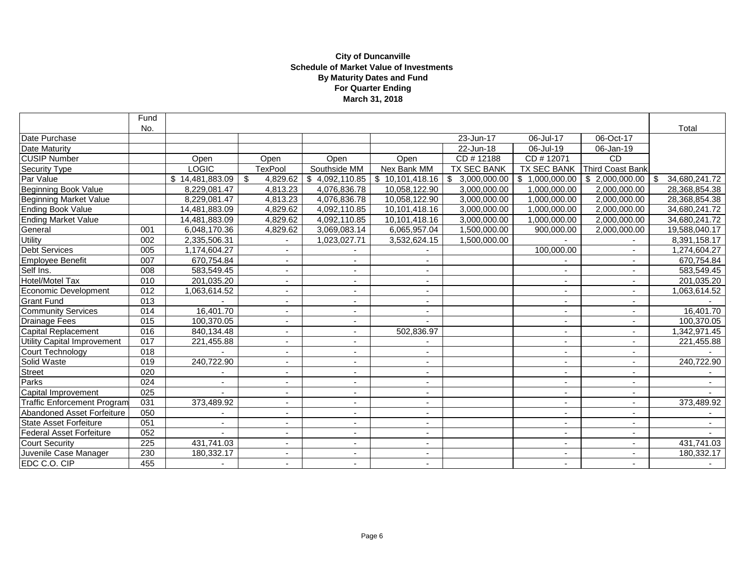**City of Duncanville**
**Schedule of Market Value of Investments**
**By Maturity Dates and Fund**
**For Quarter Ending**
**March 31, 2018**

| | Fund No. | | | | | | | | Total |
|---|---|---|---|---|---|---|---|---|---|
| Date Purchase | | | | | | 23-Jun-17 | 06-Jul-17 | 06-Oct-17 | |
| Date Maturity | | | | | | 22-Jun-18 | 06-Jul-19 | 06-Jan-19 | |
| CUSIP Number | | Open | Open | Open | Open | CD # 12188 | CD # 12071 | CD | |
| Security Type | | LOGIC | TexPool | Southside MM | Nex Bank MM | TX SEC BANK | TX SEC BANK | Third Coast Bank | |
| Par Value | | $ 14,481,883.09 | $ 4,829.62 | $ 4,092,110.85 | $ 10,101,418.16 | $ 3,000,000.00 | $ 1,000,000.00 | $ 2,000,000.00 | $ 34,680,241.72 |
| Beginning Book Value | | 8,229,081.47 | 4,813.23 | 4,076,836.78 | 10,058,122.90 | 3,000,000.00 | 1,000,000.00 | 2,000,000.00 | 28,368,854.38 |
| Beginning Market Value | | 8,229,081.47 | 4,813.23 | 4,076,836.78 | 10,058,122.90 | 3,000,000.00 | 1,000,000.00 | 2,000,000.00 | 28,368,854.38 |
| Ending Book Value | | 14,481,883.09 | 4,829.62 | 4,092,110.85 | 10,101,418.16 | 3,000,000.00 | 1,000,000.00 | 2,000,000.00 | 34,680,241.72 |
| Ending Market Value | | 14,481,883.09 | 4,829.62 | 4,092,110.85 | 10,101,418.16 | 3,000,000.00 | 1,000,000.00 | 2,000,000.00 | 34,680,241.72 |
| General | 001 | 6,048,170.36 | 4,829.62 | 3,069,083.14 | 6,065,957.04 | 1,500,000.00 | 900,000.00 | 2,000,000.00 | 19,588,040.17 |
| Utility | 002 | 2,335,506.31 | - | 1,023,027.71 | 3,532,624.15 | 1,500,000.00 | - | - | 8,391,158.17 |
| Debt Services | 005 | 1,174,604.27 | - | - | - | | 100,000.00 | - | 1,274,604.27 |
| Employee Benefit | 007 | 670,754.84 | - | - | - | | - | - | 670,754.84 |
| Self Ins. | 008 | 583,549.45 | - | - | - | | - | - | 583,549.45 |
| Hotel/Motel Tax | 010 | 201,035.20 | - | - | - | | - | - | 201,035.20 |
| Economic Development | 012 | 1,063,614.52 | - | - | - | | - | - | 1,063,614.52 |
| Grant Fund | 013 | - | - | - | - | | - | - | - |
| Community Services | 014 | 16,401.70 | - | - | - | | - | - | 16,401.70 |
| Drainage Fees | 015 | 100,370.05 | - | - | - | | - | - | 100,370.05 |
| Capital Replacement | 016 | 840,134.48 | - | - | 502,836.97 | | - | - | 1,342,971.45 |
| Utility Capital Improvement | 017 | 221,455.88 | - | - | - | | - | - | 221,455.88 |
| Court Technology | 018 | - | - | - | - | | - | - | - |
| Solid Waste | 019 | 240,722.90 | - | - | - | | - | - | 240,722.90 |
| Street | 020 | - | - | - | - | | - | - | - |
| Parks | 024 | - | - | - | - | | - | - | - |
| Capital Improvement | 025 | - | - | - | - | | - | - | - |
| Traffic Enforcement Program | 031 | 373,489.92 | - | - | - | | - | - | 373,489.92 |
| Abandoned Asset Forfeiture | 050 | - | - | - | - | | - | - | - |
| State Asset Forfeiture | 051 | - | - | - | - | | - | - | - |
| Federal Asset Forfeiture | 052 | - | - | - | - | | - | - | - |
| Court Security | 225 | 431,741.03 | - | - | - | | - | - | 431,741.03 |
| Juvenile Case Manager | 230 | 180,332.17 | - | - | - | | - | - | 180,332.17 |
| EDC C.O. CIP | 455 | - | - | - | - | | - | - | - |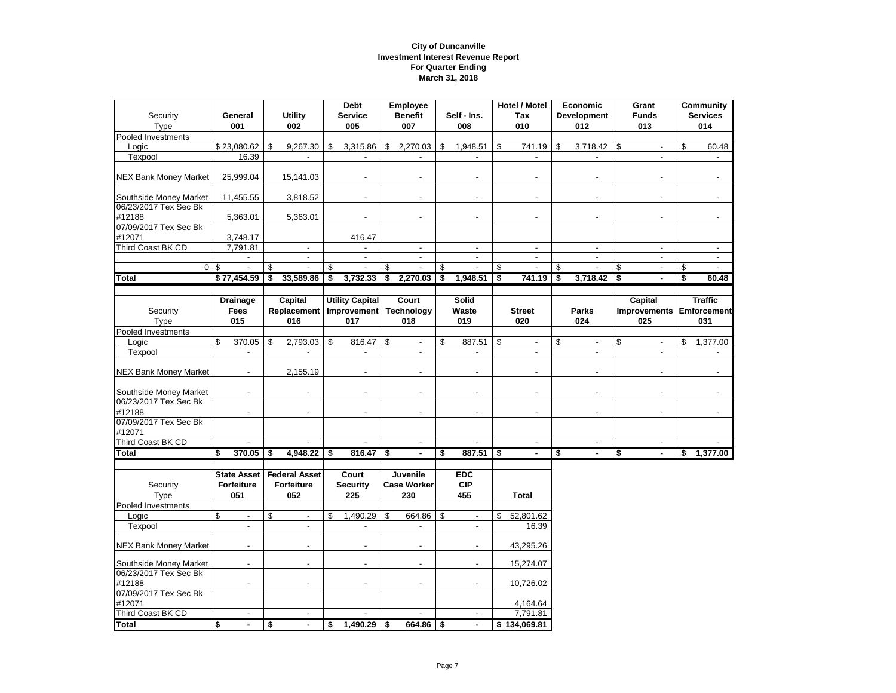**City of Duncanville**
**Investment Interest Revenue Report**
**For Quarter Ending**
**March 31, 2018**

| Security Type | General 001 | Utility 002 | Debt Service 005 | Employee Benefit 007 | Self - Ins. 008 | Hotel / Motel Tax 010 | Economic Development 012 | Grant Funds 013 | Community Services 014 |
|---|---|---|---|---|---|---|---|---|---|
| Pooled Investments | | | | | | | | | |
| Logic | $ 23,080.62 | $ 9,267.30 | $ 3,315.86 | $ 2,270.03 | $ 1,948.51 | $ 741.19 | $ 3,718.42 | $ - | $ 60.48 |
| Texpool | 16.39 | - | - | - | - | - | - | - | - |
| NEX Bank Money Market | 25,999.04 | 15,141.03 | - | - | - | - | - | - | - |
| Southside Money Market | 11,455.55 | 3,818.52 | - | - | - | - | - | - | - |
| 06/23/2017 Tex Sec Bk #12188 | 5,363.01 | 5,363.01 | - | - | - | - | - | - | - |
| 07/09/2017 Tex Sec Bk #12071 | 3,748.17 | | 416.47 | | | | | | |
| Third Coast BK CD | 7,791.81 | - | - | - | - | - | - | - | - |
| | - | - | - | - | - | - | - | - | - |
| 0 | $ - | $ - | $ - | $ - | $ - | $ - | $ - | $ - | $ - |
| **Total** | **$ 77,454.59** | **$ 33,589.86** | **$ 3,732.33** | **$ 2,270.03** | **$ 1,948.51** | **$ 741.19** | **$ 3,718.42** | **$ -** | **$ 60.48** |

| Security Type | Drainage Fees 015 | Capital Replacement 016 | Utility Capital Improvement 017 | Court Technology 018 | Solid Waste 019 | Street 020 | Parks 024 | Capital Improvements 025 | Traffic Emforcement 031 |
|---|---|---|---|---|---|---|---|---|---|
| Pooled Investments | | | | | | | | | |
| Logic | $ 370.05 | $ 2,793.03 | $ 816.47 | $ - | $ 887.51 | $ - | $ - | $ - | $ 1,377.00 |
| Texpool | - | - | - | - | - | - | - | - | - |
| NEX Bank Money Market | - | 2,155.19 | - | - | - | - | - | - | - |
| Southside Money Market | - | - | - | - | - | - | - | - | - |
| 06/23/2017 Tex Sec Bk #12188 | - | - | - | - | - | - | - | - | - |
| 07/09/2017 Tex Sec Bk #12071 | | | | | | | | | |
| Third Coast BK CD | - | - | - | - | - | - | - | - | - |
| **Total** | **$ 370.05** | **$ 4,948.22** | **$ 816.47** | **$ -** | **$ 887.51** | **$ -** | **$ -** | **$ -** | **$ 1,377.00** |

| Security Type | State Asset Forfeiture 051 | Federal Asset Forfeiture 052 | Court Security 225 | Juvenile Case Worker 230 | EDC CIP 455 | Total |
|---|---|---|---|---|---|---|
| Pooled Investments | | | | | | |
| Logic | $ - | $ - | $ 1,490.29 | $ 664.86 | $ - | $ 52,801.62 |
| Texpool | - | - | - | - | - | 16.39 |
| NEX Bank Money Market | - | - | - | - | - | 43,295.26 |
| Southside Money Market | - | - | - | - | - | 15,274.07 |
| 06/23/2017 Tex Sec Bk #12188 | - | - | - | - | - | 10,726.02 |
| 07/09/2017 Tex Sec Bk #12071 | | | | | | 4,164.64 |
| Third Coast BK CD | - | - | - | - | - | 7,791.81 |
| **Total** | **$ -** | **$ -** | **$ 1,490.29** | **$ 664.86** | **$ -** | **$ 134,069.81** |